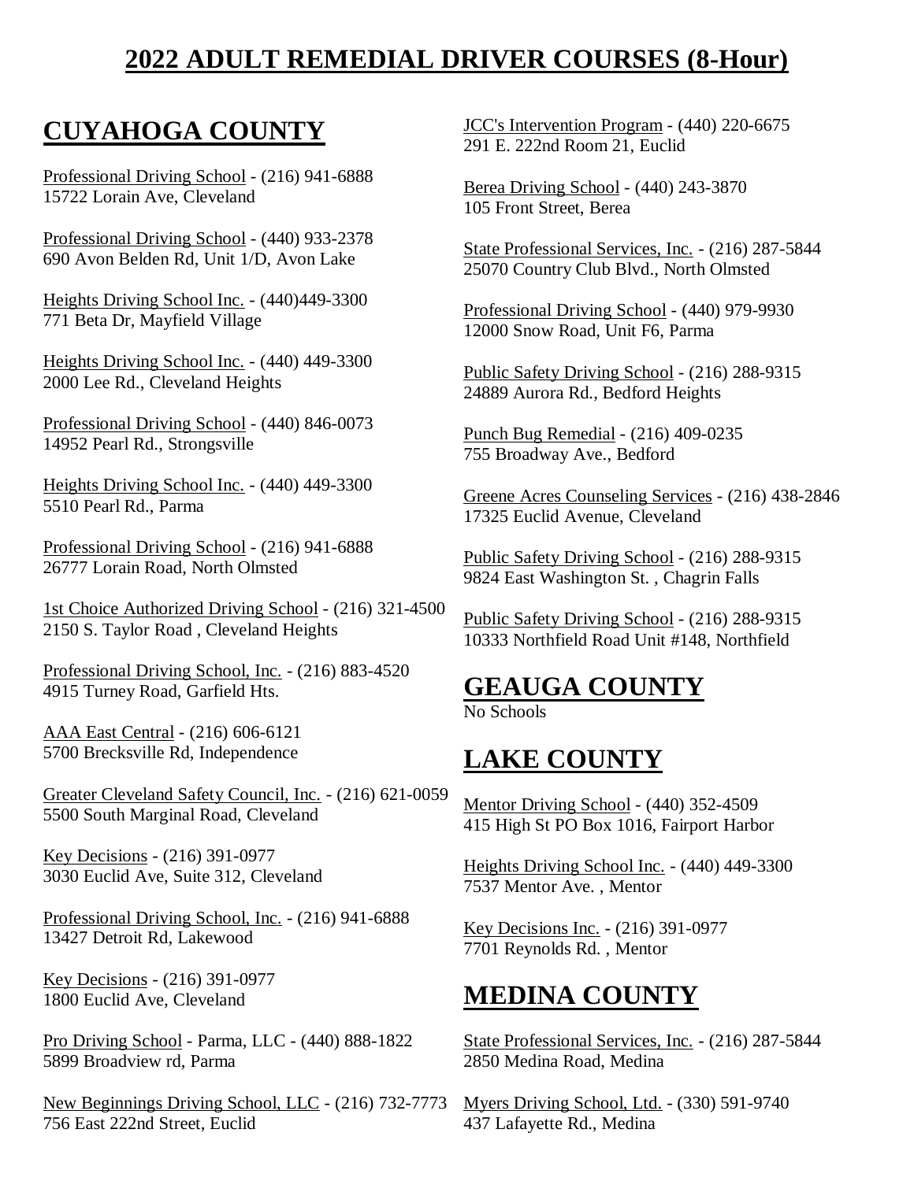# 2022 ADULT REMEDIAL DRIVER COURSES (8-Hour)

## CUYAHOGA COUNTY

Professional Driving School - (216) 941-6888
15722 Lorain Ave, Cleveland

Professional Driving School - (440) 933-2378
690 Avon Belden Rd, Unit 1/D, Avon Lake

Heights Driving School Inc. - (440)449-3300
771 Beta Dr, Mayfield Village

Heights Driving School Inc. - (440) 449-3300
2000 Lee Rd., Cleveland Heights

Professional Driving School - (440) 846-0073
14952 Pearl Rd., Strongsville

Heights Driving School Inc. - (440) 449-3300
5510 Pearl Rd., Parma

Professional Driving School - (216) 941-6888
26777 Lorain Road, North Olmsted

1st Choice Authorized Driving School - (216) 321-4500
2150 S. Taylor Road , Cleveland Heights

Professional Driving School, Inc. - (216) 883-4520
4915 Turney Road, Garfield Hts.

AAA East Central - (216) 606-6121
5700 Brecksville Rd, Independence

Greater Cleveland Safety Council, Inc. - (216) 621-0059
5500 South Marginal Road, Cleveland

Key Decisions - (216) 391-0977
3030 Euclid Ave, Suite 312, Cleveland

Professional Driving School, Inc. - (216) 941-6888
13427 Detroit Rd, Lakewood

Key Decisions - (216) 391-0977
1800 Euclid Ave, Cleveland

Pro Driving School - Parma, LLC - (440) 888-1822
5899 Broadview rd, Parma

New Beginnings Driving School, LLC - (216) 732-7773
756 East 222nd Street, Euclid

JCC's Intervention Program - (440) 220-6675
291 E. 222nd Room 21, Euclid

Berea Driving School - (440) 243-3870
105 Front Street, Berea

State Professional Services, Inc. - (216) 287-5844
25070 Country Club Blvd., North Olmsted

Professional Driving School - (440) 979-9930
12000 Snow Road, Unit F6, Parma

Public Safety Driving School - (216) 288-9315
24889 Aurora Rd., Bedford Heights

Punch Bug Remedial - (216) 409-0235
755 Broadway Ave., Bedford

Greene Acres Counseling Services - (216) 438-2846
17325 Euclid Avenue, Cleveland

Public Safety Driving School - (216) 288-9315
9824 East Washington St. , Chagrin Falls

Public Safety Driving School - (216) 288-9315
10333 Northfield Road Unit #148, Northfield

## GEAUGA COUNTY

No Schools

## LAKE COUNTY

Mentor Driving School - (440) 352-4509
415 High St PO Box 1016, Fairport Harbor

Heights Driving School Inc. - (440) 449-3300
7537 Mentor Ave. , Mentor

Key Decisions Inc. - (216) 391-0977
7701 Reynolds Rd. , Mentor

## MEDINA COUNTY

State Professional Services, Inc. - (216) 287-5844
2850 Medina Road, Medina

Myers Driving School, Ltd. - (330) 591-9740
437 Lafayette Rd., Medina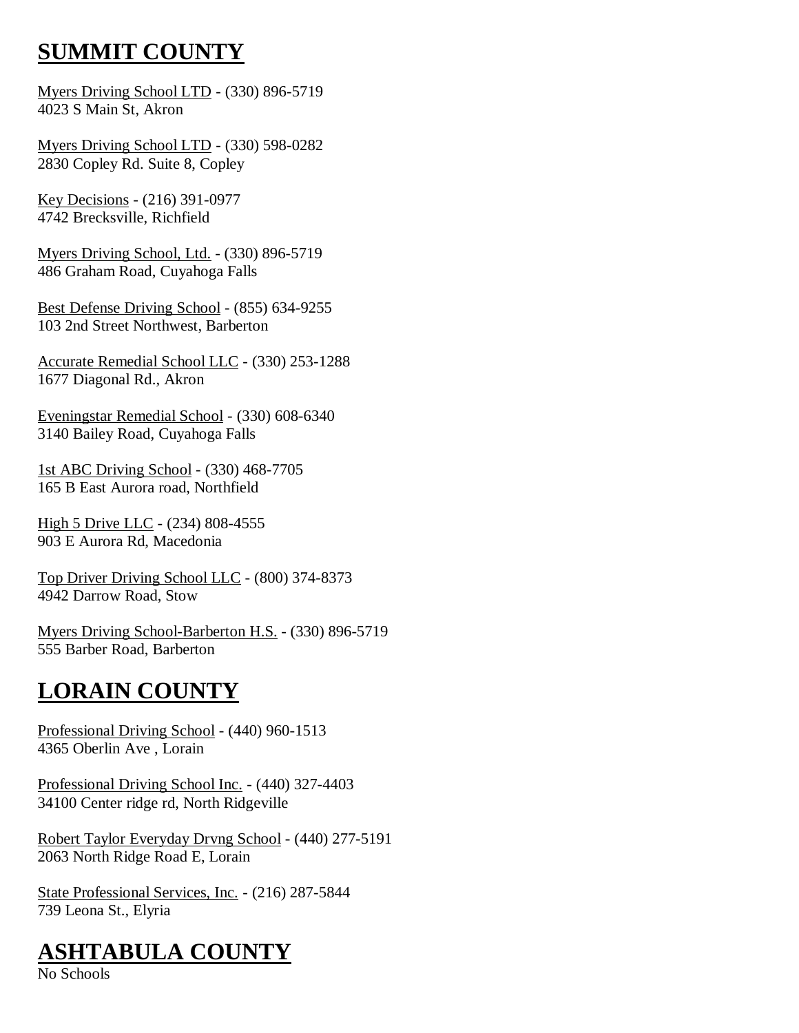# SUMMIT COUNTY

Myers Driving School LTD - (330) 896-5719
4023 S Main St, Akron

Myers Driving School LTD - (330) 598-0282
2830 Copley Rd. Suite 8, Copley

Key Decisions - (216) 391-0977
4742 Brecksville, Richfield

Myers Driving School, Ltd. - (330) 896-5719
486 Graham Road, Cuyahoga Falls

Best Defense Driving School - (855) 634-9255
103 2nd Street Northwest, Barberton

Accurate Remedial School LLC - (330) 253-1288
1677 Diagonal Rd., Akron

Eveningstar Remedial School - (330) 608-6340
3140 Bailey Road, Cuyahoga Falls

1st ABC Driving School - (330) 468-7705
165 B East Aurora road, Northfield

High 5 Drive LLC - (234) 808-4555
903 E Aurora Rd, Macedonia

Top Driver Driving School LLC - (800) 374-8373
4942 Darrow Road, Stow

Myers Driving School-Barberton H.S. - (330) 896-5719
555 Barber Road, Barberton

# LORAIN COUNTY

Professional Driving School - (440) 960-1513
4365 Oberlin Ave , Lorain

Professional Driving School Inc. - (440) 327-4403
34100 Center ridge rd, North Ridgeville

Robert Taylor Everyday Drvng School - (440) 277-5191
2063 North Ridge Road E, Lorain

State Professional Services, Inc. - (216) 287-5844
739 Leona St., Elyria

# ASHTABULA COUNTY

No Schools